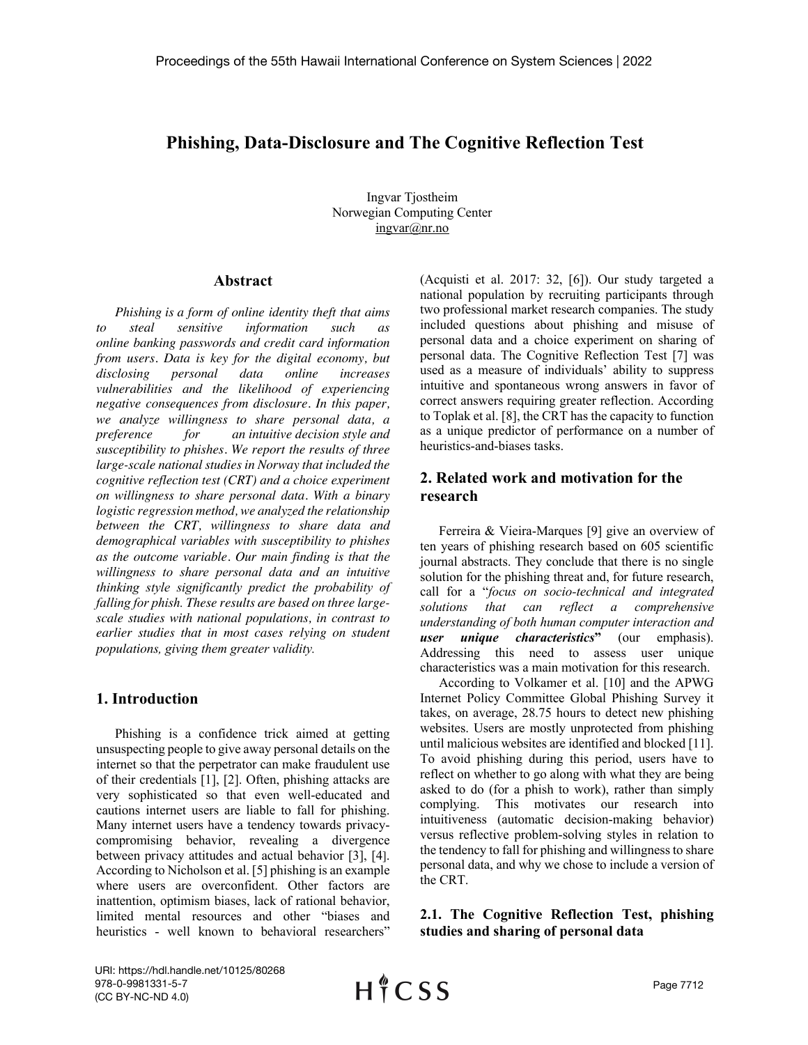# Phishing, Data-Disclosure and The Cognitive Reflection Test

Ingvar Tjostheim
Norwegian Computing Center
ingvar@nr.no

## Abstract

*Phishing is a form of online identity theft that aims to steal sensitive information such as online banking passwords and credit card information from users. Data is key for the digital economy, but disclosing personal data online increases vulnerabilities and the likelihood of experiencing negative consequences from disclosure. In this paper, we analyze willingness to share personal data, a preference for an intuitive decision style and susceptibility to phishes. We report the results of three large-scale national studies in Norway that included the cognitive reflection test (CRT) and a choice experiment on willingness to share personal data. With a binary logistic regression method, we analyzed the relationship between the CRT, willingness to share data and demographical variables with susceptibility to phishes as the outcome variable. Our main finding is that the willingness to share personal data and an intuitive thinking style significantly predict the probability of falling for phish. These results are based on three large-scale studies with national populations, in contrast to earlier studies that in most cases relying on student populations, giving them greater validity.*

## 1. Introduction

Phishing is a confidence trick aimed at getting unsuspecting people to give away personal details on the internet so that the perpetrator can make fraudulent use of their credentials [1], [2]. Often, phishing attacks are very sophisticated so that even well-educated and cautions internet users are liable to fall for phishing. Many internet users have a tendency towards privacy-compromising behavior, revealing a divergence between privacy attitudes and actual behavior [3], [4]. According to Nicholson et al. [5] phishing is an example where users are overconfident. Other factors are inattention, optimism biases, lack of rational behavior, limited mental resources and other "biases and heuristics - well known to behavioral researchers" (Acquisti et al. 2017: 32, [6]). Our study targeted a national population by recruiting participants through two professional market research companies. The study included questions about phishing and misuse of personal data and a choice experiment on sharing of personal data. The Cognitive Reflection Test [7] was used as a measure of individuals' ability to suppress intuitive and spontaneous wrong answers in favor of correct answers requiring greater reflection. According to Toplak et al. [8], the CRT has the capacity to function as a unique predictor of performance on a number of heuristics-and-biases tasks.

## 2. Related work and motivation for the research

Ferreira & Vieira-Marques [9] give an overview of ten years of phishing research based on 605 scientific journal abstracts. They conclude that there is no single solution for the phishing threat and, for future research, call for a "*focus on socio-technical and integrated solutions that can reflect a comprehensive understanding of both human computer interaction and **user unique characteristics***" (our emphasis). Addressing this need to assess user unique characteristics was a main motivation for this research.

According to Volkamer et al. [10] and the APWG Internet Policy Committee Global Phishing Survey it takes, on average, 28.75 hours to detect new phishing websites. Users are mostly unprotected from phishing until malicious websites are identified and blocked [11]. To avoid phishing during this period, users have to reflect on whether to go along with what they are being asked to do (for a phish to work), rather than simply complying. This motivates our research into intuitiveness (automatic decision-making behavior) versus reflective problem-solving styles in relation to the tendency to fall for phishing and willingness to share personal data, and why we chose to include a version of the CRT.

### 2.1. The Cognitive Reflection Test, phishing studies and sharing of personal data

URI: https://hdl.handle.net/10125/80268
978-0-9981331-5-7
(CC BY-NC-ND 4.0)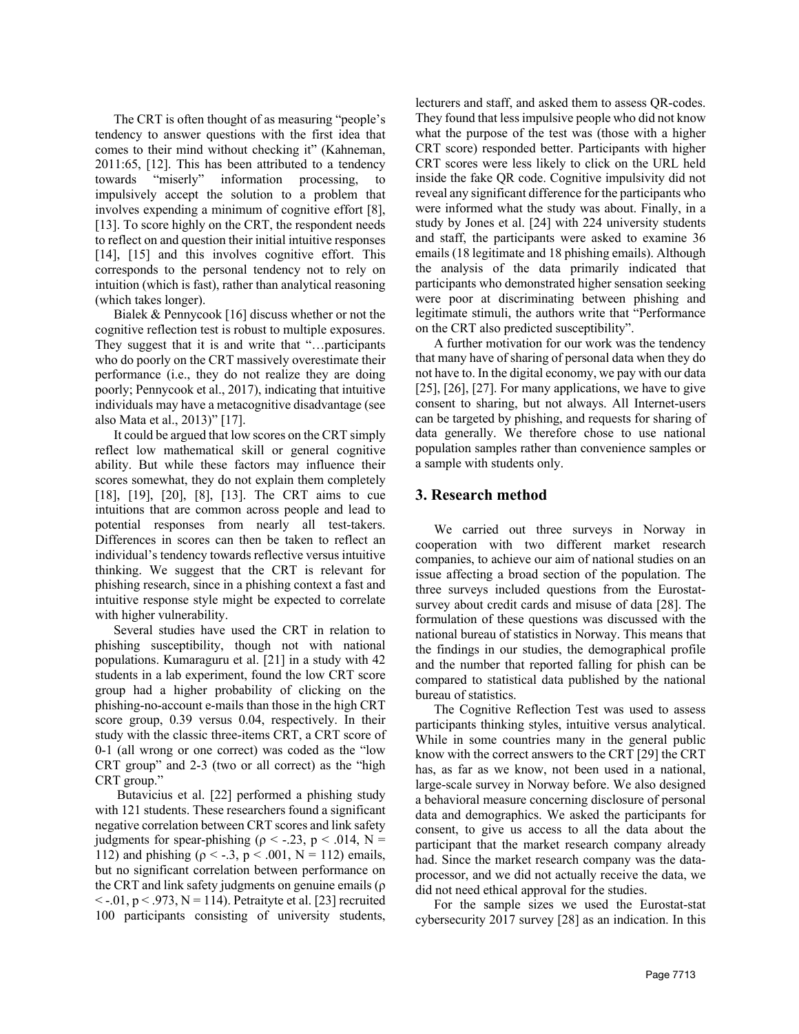The CRT is often thought of as measuring "people's tendency to answer questions with the first idea that comes to their mind without checking it" (Kahneman, 2011:65, [12]. This has been attributed to a tendency towards "miserly" information processing, to impulsively accept the solution to a problem that involves expending a minimum of cognitive effort [8], [13]. To score highly on the CRT, the respondent needs to reflect on and question their initial intuitive responses [14], [15] and this involves cognitive effort. This corresponds to the personal tendency not to rely on intuition (which is fast), rather than analytical reasoning (which takes longer).

Bialek & Pennycook [16] discuss whether or not the cognitive reflection test is robust to multiple exposures. They suggest that it is and write that "…participants who do poorly on the CRT massively overestimate their performance (i.e., they do not realize they are doing poorly; Pennycook et al., 2017), indicating that intuitive individuals may have a metacognitive disadvantage (see also Mata et al., 2013)" [17].

It could be argued that low scores on the CRT simply reflect low mathematical skill or general cognitive ability. But while these factors may influence their scores somewhat, they do not explain them completely [18], [19], [20], [8], [13]. The CRT aims to cue intuitions that are common across people and lead to potential responses from nearly all test-takers. Differences in scores can then be taken to reflect an individual's tendency towards reflective versus intuitive thinking. We suggest that the CRT is relevant for phishing research, since in a phishing context a fast and intuitive response style might be expected to correlate with higher vulnerability.

Several studies have used the CRT in relation to phishing susceptibility, though not with national populations. Kumaraguru et al. [21] in a study with 42 students in a lab experiment, found the low CRT score group had a higher probability of clicking on the phishing-no-account e-mails than those in the high CRT score group, 0.39 versus 0.04, respectively. In their study with the classic three-items CRT, a CRT score of 0-1 (all wrong or one correct) was coded as the "low CRT group" and 2-3 (two or all correct) as the "high CRT group."

Butavicius et al. [22] performed a phishing study with 121 students. These researchers found a significant negative correlation between CRT scores and link safety judgments for spear-phishing ($\rho < -.23$, $p < .014$, $N = 112$) and phishing ($\rho < -.3$, $p < .001$, $N = 112$) emails, but no significant correlation between performance on the CRT and link safety judgments on genuine emails ($\rho < -.01$, $p < .973$, $N = 114$). Petraityte et al. [23] recruited 100 participants consisting of university students, lecturers and staff, and asked them to assess QR-codes. They found that less impulsive people who did not know what the purpose of the test was (those with a higher CRT score) responded better. Participants with higher CRT scores were less likely to click on the URL held inside the fake QR code. Cognitive impulsivity did not reveal any significant difference for the participants who were informed what the study was about. Finally, in a study by Jones et al. [24] with 224 university students and staff, the participants were asked to examine 36 emails (18 legitimate and 18 phishing emails). Although the analysis of the data primarily indicated that participants who demonstrated higher sensation seeking were poor at discriminating between phishing and legitimate stimuli, the authors write that "Performance on the CRT also predicted susceptibility".

A further motivation for our work was the tendency that many have of sharing of personal data when they do not have to. In the digital economy, we pay with our data [25], [26], [27]. For many applications, we have to give consent to sharing, but not always. All Internet-users can be targeted by phishing, and requests for sharing of data generally. We therefore chose to use national population samples rather than convenience samples or a sample with students only.

## 3. Research method

We carried out three surveys in Norway in cooperation with two different market research companies, to achieve our aim of national studies on an issue affecting a broad section of the population. The three surveys included questions from the Eurostat-survey about credit cards and misuse of data [28]. The formulation of these questions was discussed with the national bureau of statistics in Norway. This means that the findings in our studies, the demographical profile and the number that reported falling for phish can be compared to statistical data published by the national bureau of statistics.

The Cognitive Reflection Test was used to assess participants thinking styles, intuitive versus analytical. While in some countries many in the general public know with the correct answers to the CRT [29] the CRT has, as far as we know, not been used in a national, large-scale survey in Norway before. We also designed a behavioral measure concerning disclosure of personal data and demographics. We asked the participants for consent, to give us access to all the data about the participant that the market research company already had. Since the market research company was the data-processor, and we did not actually receive the data, we did not need ethical approval for the studies.

For the sample sizes we used the Eurostat-stat cybersecurity 2017 survey [28] as an indication. In this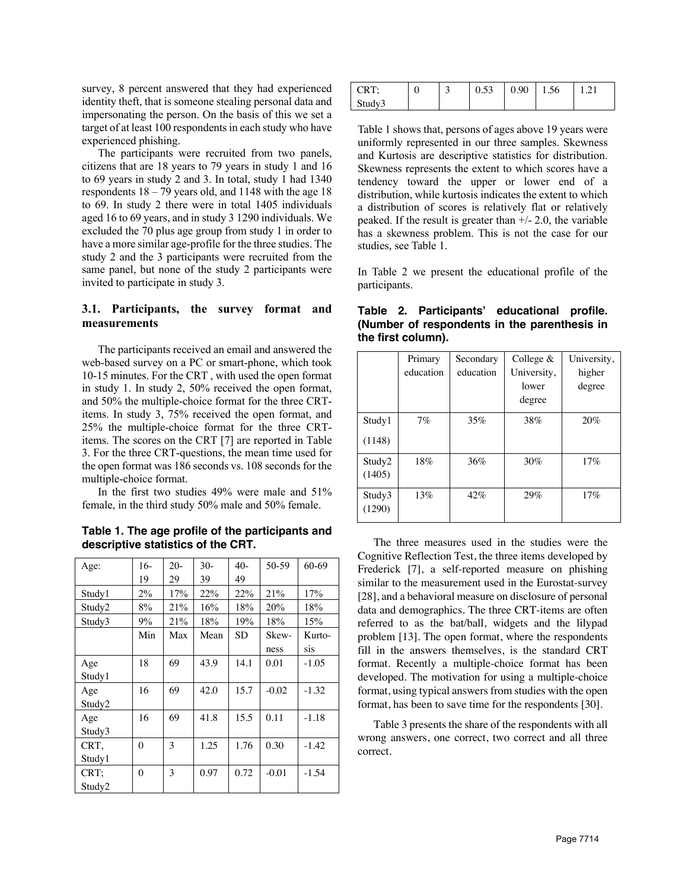survey, 8 percent answered that they had experienced identity theft, that is someone stealing personal data and impersonating the person. On the basis of this we set a target of at least 100 respondents in each study who have experienced phishing.

The participants were recruited from two panels, citizens that are 18 years to 79 years in study 1 and 16 to 69 years in study 2 and 3. In total, study 1 had 1340 respondents 18 – 79 years old, and 1148 with the age 18 to 69. In study 2 there were in total 1405 individuals aged 16 to 69 years, and in study 3 1290 individuals. We excluded the 70 plus age group from study 1 in order to have a more similar age-profile for the three studies. The study 2 and the 3 participants were recruited from the same panel, but none of the study 2 participants were invited to participate in study 3.

### 3.1. Participants, the survey format and measurements

The participants received an email and answered the web-based survey on a PC or smart-phone, which took 10-15 minutes. For the CRT , with used the open format in study 1. In study 2, 50% received the open format, and 50% the multiple-choice format for the three CRT-items. In study 3, 75% received the open format, and 25% the multiple-choice format for the three CRT-items. The scores on the CRT [7] are reported in Table 3. For the three CRT-questions, the mean time used for the open format was 186 seconds vs. 108 seconds for the multiple-choice format.

In the first two studies 49% were male and 51% female, in the third study 50% male and 50% female.

**Table 1. The age profile of the participants and descriptive statistics of the CRT.**

| Age: | 16-19 | 20-29 | 30-39 | 40-49 | 50-59 | 60-69 |
|---|---|---|---|---|---|---|
| Study1 | 2% | 17% | 22% | 22% | 21% | 17% |
| Study2 | 8% | 21% | 16% | 18% | 20% | 18% |
| Study3 | 9% | 21% | 18% | 19% | 18% | 15% |
| | Min | Max | Mean | SD | Skewness | Kurtosis |
| Age Study1 | 18 | 69 | 43.9 | 14.1 | 0.01 | -1.05 |
| Age Study2 | 16 | 69 | 42.0 | 15.7 | -0.02 | -1.32 |
| Age Study3 | 16 | 69 | 41.8 | 15.5 | 0.11 | -1.18 |
| CRT, Study1 | 0 | 3 | 1.25 | 1.76 | 0.30 | -1.42 |
| CRT; Study2 | 0 | 3 | 0.97 | 0.72 | -0.01 | -1.54 |
| CRT; Study3 | 0 | 3 | 0.53 | 0.90 | 1.56 | 1.21 |

Table 1 shows that, persons of ages above 19 years were uniformly represented in our three samples. Skewness and Kurtosis are descriptive statistics for distribution. Skewness represents the extent to which scores have a tendency toward the upper or lower end of a distribution, while kurtosis indicates the extent to which a distribution of scores is relatively flat or relatively peaked. If the result is greater than +/- 2.0, the variable has a skewness problem. This is not the case for our studies, see Table 1.

In Table 2 we present the educational profile of the participants.

**Table 2. Participants' educational profile. (Number of respondents in the parenthesis in the first column).**

| | Primary education | Secondary education | College & University, lower degree | University, higher degree |
|---|---|---|---|---|
| Study1 (1148) | 7% | 35% | 38% | 20% |
| Study2 (1405) | 18% | 36% | 30% | 17% |
| Study3 (1290) | 13% | 42% | 29% | 17% |

The three measures used in the studies were the Cognitive Reflection Test, the three items developed by Frederick [7], a self-reported measure on phishing similar to the measurement used in the Eurostat-survey [28], and a behavioral measure on disclosure of personal data and demographics. The three CRT-items are often referred to as the bat/ball, widgets and the lilypad problem [13]. The open format, where the respondents fill in the answers themselves, is the standard CRT format. Recently a multiple-choice format has been developed. The motivation for using a multiple-choice format, using typical answers from studies with the open format, has been to save time for the respondents [30].

Table 3 presents the share of the respondents with all wrong answers, one correct, two correct and all three correct.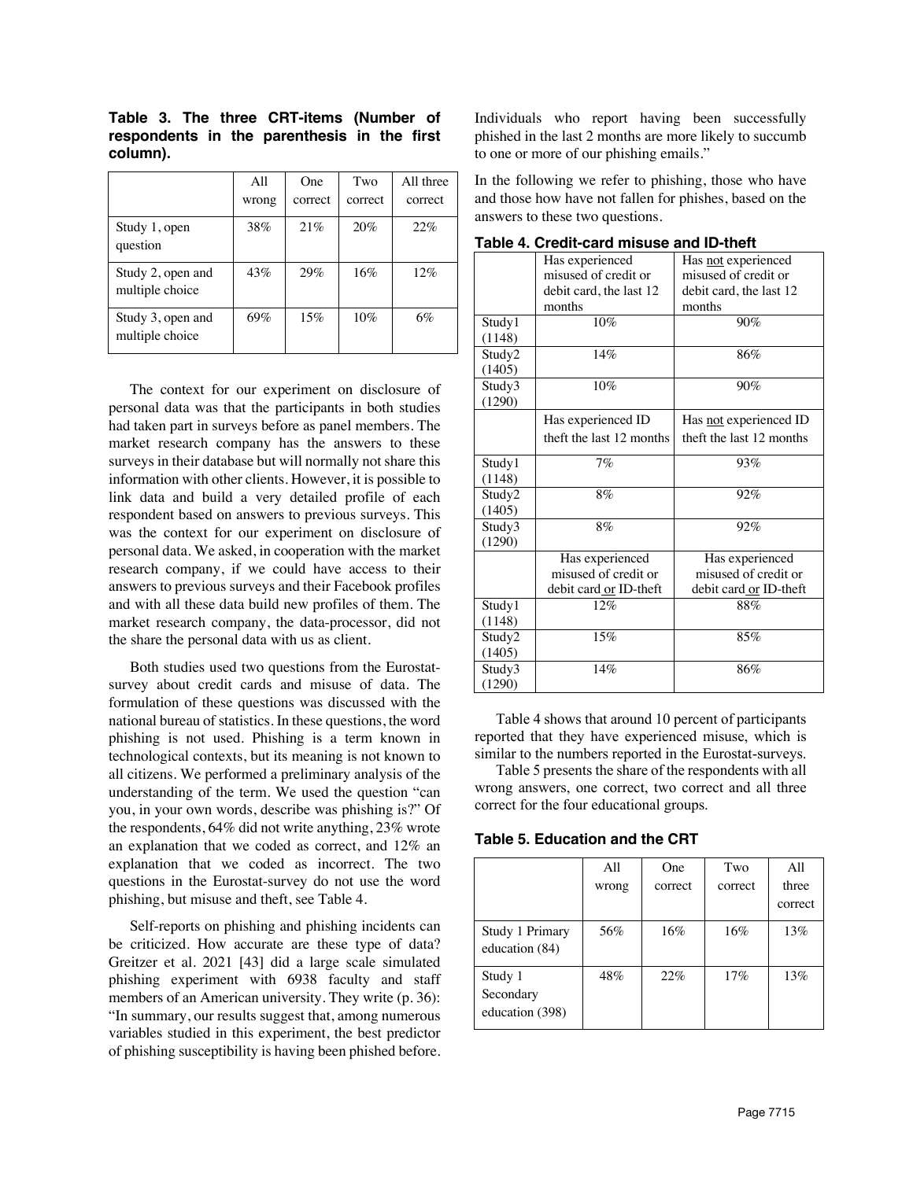**Table 3. The three CRT-items (Number of respondents in the parenthesis in the first column).**

| | All wrong | One correct | Two correct | All three correct |
|---|---|---|---|---|
| Study 1, open question | 38% | 21% | 20% | 22% |
| Study 2, open and multiple choice | 43% | 29% | 16% | 12% |
| Study 3, open and multiple choice | 69% | 15% | 10% | 6% |

The context for our experiment on disclosure of personal data was that the participants in both studies had taken part in surveys before as panel members. The market research company has the answers to these surveys in their database but will normally not share this information with other clients. However, it is possible to link data and build a very detailed profile of each respondent based on answers to previous surveys. This was the context for our experiment on disclosure of personal data. We asked, in cooperation with the market research company, if we could have access to their answers to previous surveys and their Facebook profiles and with all these data build new profiles of them. The market research company, the data-processor, did not the share the personal data with us as client.

Both studies used two questions from the Eurostat-survey about credit cards and misuse of data. The formulation of these questions was discussed with the national bureau of statistics. In these questions, the word phishing is not used. Phishing is a term known in technological contexts, but its meaning is not known to all citizens. We performed a preliminary analysis of the understanding of the term. We used the question "can you, in your own words, describe was phishing is?" Of the respondents, 64% did not write anything, 23% wrote an explanation that we coded as correct, and 12% an explanation that we coded as incorrect. The two questions in the Eurostat-survey do not use the word phishing, but misuse and theft, see Table 4.

Self-reports on phishing and phishing incidents can be criticized. How accurate are these type of data? Greitzer et al. 2021 [43] did a large scale simulated phishing experiment with 6938 faculty and staff members of an American university. They write (p. 36): "In summary, our results suggest that, among numerous variables studied in this experiment, the best predictor of phishing susceptibility is having been phished before. Individuals who report having been successfully phished in the last 2 months are more likely to succumb to one or more of our phishing emails."

In the following we refer to phishing, those who have and those how have not fallen for phishes, based on the answers to these two questions.

**Table 4. Credit-card misuse and ID-theft**

| | Has experienced misused of credit or debit card, the last 12 months | Has <u>not</u> experienced misused of credit or debit card, the last 12 months |
|---|---|---|
| Study1 (1148) | 10% | 90% |
| Study2 (1405) | 14% | 86% |
| Study3 (1290) | 10% | 90% |
| | Has experienced ID theft the last 12 months | Has <u>not</u> experienced ID theft the last 12 months |
| Study1 (1148) | 7% | 93% |
| Study2 (1405) | 8% | 92% |
| Study3 (1290) | 8% | 92% |
| | Has experienced misused of credit or debit card <u>or</u> ID-theft | Has experienced misused of credit or debit card <u>or</u> ID-theft |
| Study1 (1148) | 12% | 88% |
| Study2 (1405) | 15% | 85% |
| Study3 (1290) | 14% | 86% |

Table 4 shows that around 10 percent of participants reported that they have experienced misuse, which is similar to the numbers reported in the Eurostat-surveys.

Table 5 presents the share of the respondents with all wrong answers, one correct, two correct and all three correct for the four educational groups.

**Table 5. Education and the CRT**

| | All wrong | One correct | Two correct | All three correct |
|---|---|---|---|---|
| Study 1 Primary education (84) | 56% | 16% | 16% | 13% |
| Study 1 Secondary education (398) | 48% | 22% | 17% | 13% |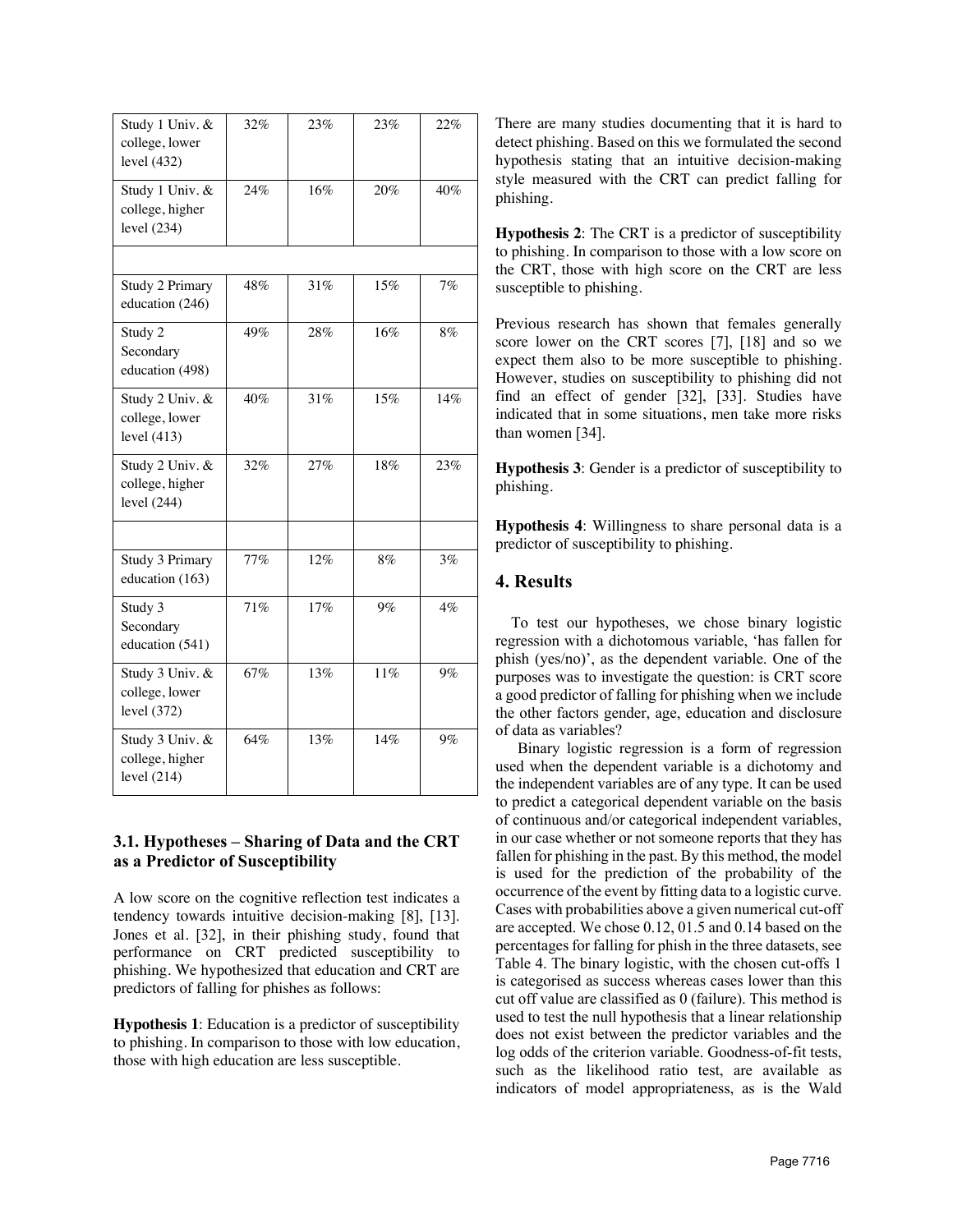| | | | | |
|---|---|---|---|---|
| Study 1 Univ. & college, lower level (432) | 32% | 23% | 23% | 22% |
| Study 1 Univ. & college, higher level (234) | 24% | 16% | 20% | 40% |
| | | | | |
| Study 2 Primary education (246) | 48% | 31% | 15% | 7% |
| Study 2 Secondary education (498) | 49% | 28% | 16% | 8% |
| Study 2 Univ. & college, lower level (413) | 40% | 31% | 15% | 14% |
| Study 2 Univ. & college, higher level (244) | 32% | 27% | 18% | 23% |
| | | | | |
| Study 3 Primary education (163) | 77% | 12% | 8% | 3% |
| Study 3 Secondary education (541) | 71% | 17% | 9% | 4% |
| Study 3 Univ. & college, lower level (372) | 67% | 13% | 11% | 9% |
| Study 3 Univ. & college, higher level (214) | 64% | 13% | 14% | 9% |

### 3.1. Hypotheses – Sharing of Data and the CRT as a Predictor of Susceptibility

A low score on the cognitive reflection test indicates a tendency towards intuitive decision-making [8], [13]. Jones et al. [32], in their phishing study, found that performance on CRT predicted susceptibility to phishing. We hypothesized that education and CRT are predictors of falling for phishes as follows:

**Hypothesis 1**: Education is a predictor of susceptibility to phishing. In comparison to those with low education, those with high education are less susceptible.

There are many studies documenting that it is hard to detect phishing. Based on this we formulated the second hypothesis stating that an intuitive decision-making style measured with the CRT can predict falling for phishing.

**Hypothesis 2**: The CRT is a predictor of susceptibility to phishing. In comparison to those with a low score on the CRT, those with high score on the CRT are less susceptible to phishing.

Previous research has shown that females generally score lower on the CRT scores [7], [18] and so we expect them also to be more susceptible to phishing. However, studies on susceptibility to phishing did not find an effect of gender [32], [33]. Studies have indicated that in some situations, men take more risks than women [34].

**Hypothesis 3**: Gender is a predictor of susceptibility to phishing.

**Hypothesis 4**: Willingness to share personal data is a predictor of susceptibility to phishing.

## 4. Results

To test our hypotheses, we chose binary logistic regression with a dichotomous variable, 'has fallen for phish (yes/no)', as the dependent variable. One of the purposes was to investigate the question: is CRT score a good predictor of falling for phishing when we include the other factors gender, age, education and disclosure of data as variables?

Binary logistic regression is a form of regression used when the dependent variable is a dichotomy and the independent variables are of any type. It can be used to predict a categorical dependent variable on the basis of continuous and/or categorical independent variables, in our case whether or not someone reports that they has fallen for phishing in the past. By this method, the model is used for the prediction of the probability of the occurrence of the event by fitting data to a logistic curve. Cases with probabilities above a given numerical cut-off are accepted. We chose 0.12, 01.5 and 0.14 based on the percentages for falling for phish in the three datasets, see Table 4. The binary logistic, with the chosen cut-offs 1 is categorised as success whereas cases lower than this cut off value are classified as 0 (failure). This method is used to test the null hypothesis that a linear relationship does not exist between the predictor variables and the log odds of the criterion variable. Goodness-of-fit tests, such as the likelihood ratio test, are available as indicators of model appropriateness, as is the Wald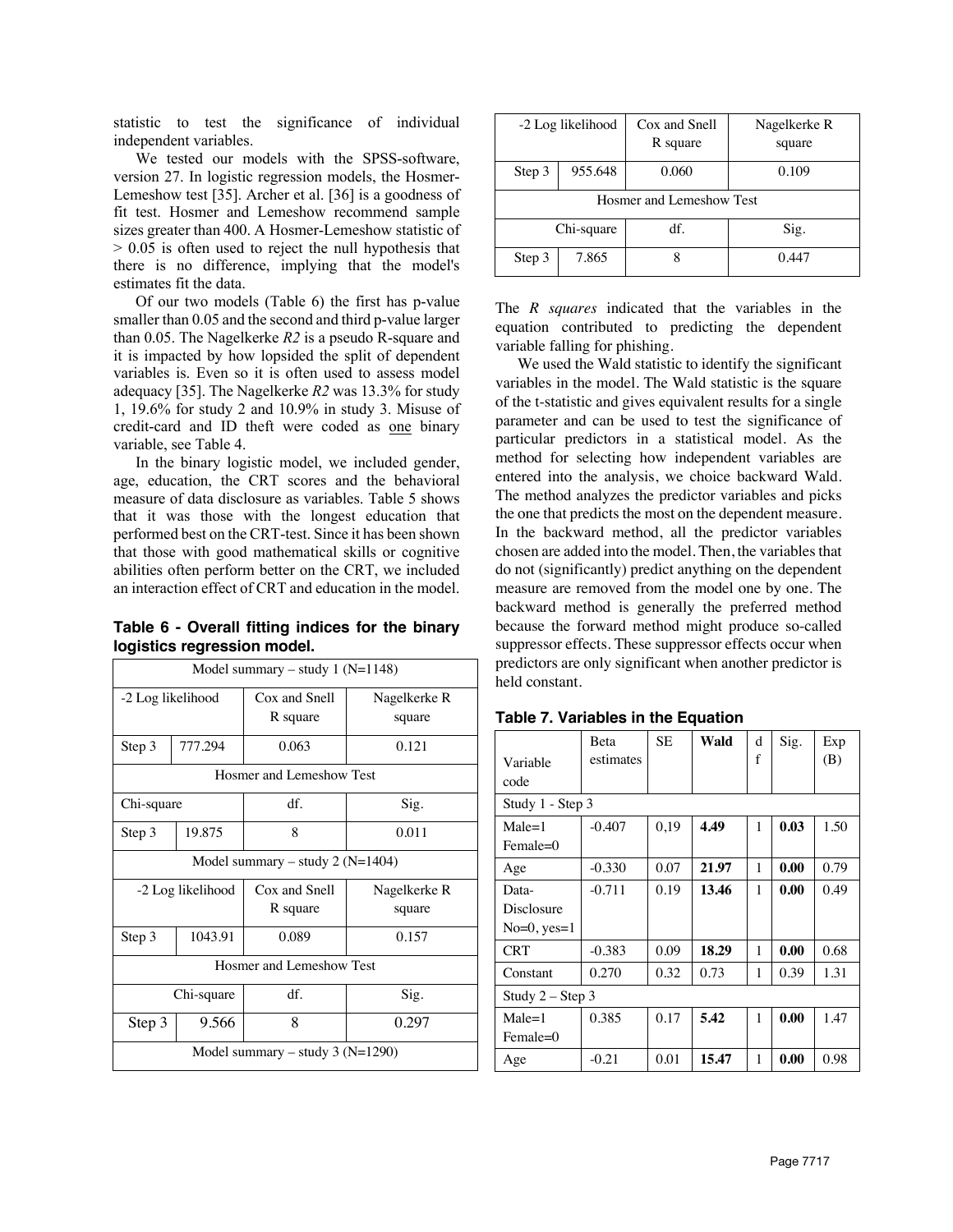statistic to test the significance of individual independent variables.

We tested our models with the SPSS-software, version 27. In logistic regression models, the Hosmer-Lemeshow test [35]. Archer et al. [36] is a goodness of fit test. Hosmer and Lemeshow recommend sample sizes greater than 400. A Hosmer-Lemeshow statistic of > 0.05 is often used to reject the null hypothesis that there is no difference, implying that the model's estimates fit the data.

Of our two models (Table 6) the first has p-value smaller than 0.05 and the second and third p-value larger than 0.05. The Nagelkerke *R2* is a pseudo R-square and it is impacted by how lopsided the split of dependent variables is. Even so it is often used to assess model adequacy [35]. The Nagelkerke *R2* was 13.3% for study 1, 19.6% for study 2 and 10.9% in study 3. Misuse of credit-card and ID theft were coded as one binary variable, see Table 4.

In the binary logistic model, we included gender, age, education, the CRT scores and the behavioral measure of data disclosure as variables. Table 5 shows that it was those with the longest education that performed best on the CRT-test. Since it has been shown that those with good mathematical skills or cognitive abilities often perform better on the CRT, we included an interaction effect of CRT and education in the model.

**Table 6 - Overall fitting indices for the binary logistics regression model.**

| Model summary – study 1 (N=1148) | | | |
|---|---|---|---|
| -2 Log likelihood | | Cox and Snell R square | Nagelkerke R square |
| Step 3 | 777.294 | 0.063 | 0.121 |
| Hosmer and Lemeshow Test | | | |
| Chi-square | | df. | Sig. |
| Step 3 | 19.875 | 8 | 0.011 |
| Model summary – study 2 (N=1404) | | | |
| -2 Log likelihood | | Cox and Snell R square | Nagelkerke R square |
| Step 3 | 1043.91 | 0.089 | 0.157 |
| Hosmer and Lemeshow Test | | | |
| Chi-square | | df. | Sig. |
| Step 3 | 9.566 | 8 | 0.297 |
| Model summary – study 3 (N=1290) | | | |
| -2 Log likelihood | | Cox and Snell R square | Nagelkerke R square |
| Step 3 | 955.648 | 0.060 | 0.109 |
| Hosmer and Lemeshow Test | | | |
| Chi-square | | df. | Sig. |
| Step 3 | 7.865 | 8 | 0.447 |

The *R squares* indicated that the variables in the equation contributed to predicting the dependent variable falling for phishing.

We used the Wald statistic to identify the significant variables in the model. The Wald statistic is the square of the t-statistic and gives equivalent results for a single parameter and can be used to test the significance of particular predictors in a statistical model. As the method for selecting how independent variables are entered into the analysis, we choice backward Wald. The method analyzes the predictor variables and picks the one that predicts the most on the dependent measure. In the backward method, all the predictor variables chosen are added into the model. Then, the variables that do not (significantly) predict anything on the dependent measure are removed from the model one by one. The backward method is generally the preferred method because the forward method might produce so-called suppressor effects. These suppressor effects occur when predictors are only significant when another predictor is held constant.

**Table 7. Variables in the Equation**

| Variable code | Beta estimates | SE | **Wald** | df | Sig. | Exp (B) |
|---|---|---|---|---|---|---|
| Study 1 - Step 3 | | | | | | |
| Male=1 Female=0 | -0.407 | 0,19 | **4.49** | 1 | **0.03** | 1.50 |
| Age | -0.330 | 0.07 | **21.97** | 1 | **0.00** | 0.79 |
| Data-Disclosure No=0, yes=1 | -0.711 | 0.19 | **13.46** | 1 | **0.00** | 0.49 |
| CRT | -0.383 | 0.09 | **18.29** | 1 | **0.00** | 0.68 |
| Constant | 0.270 | 0.32 | 0.73 | 1 | 0.39 | 1.31 |
| Study 2 – Step 3 | | | | | | |
| Male=1 Female=0 | 0.385 | 0.17 | **5.42** | 1 | **0.00** | 1.47 |
| Age | -0.21 | 0.01 | **15.47** | 1 | **0.00** | 0.98 |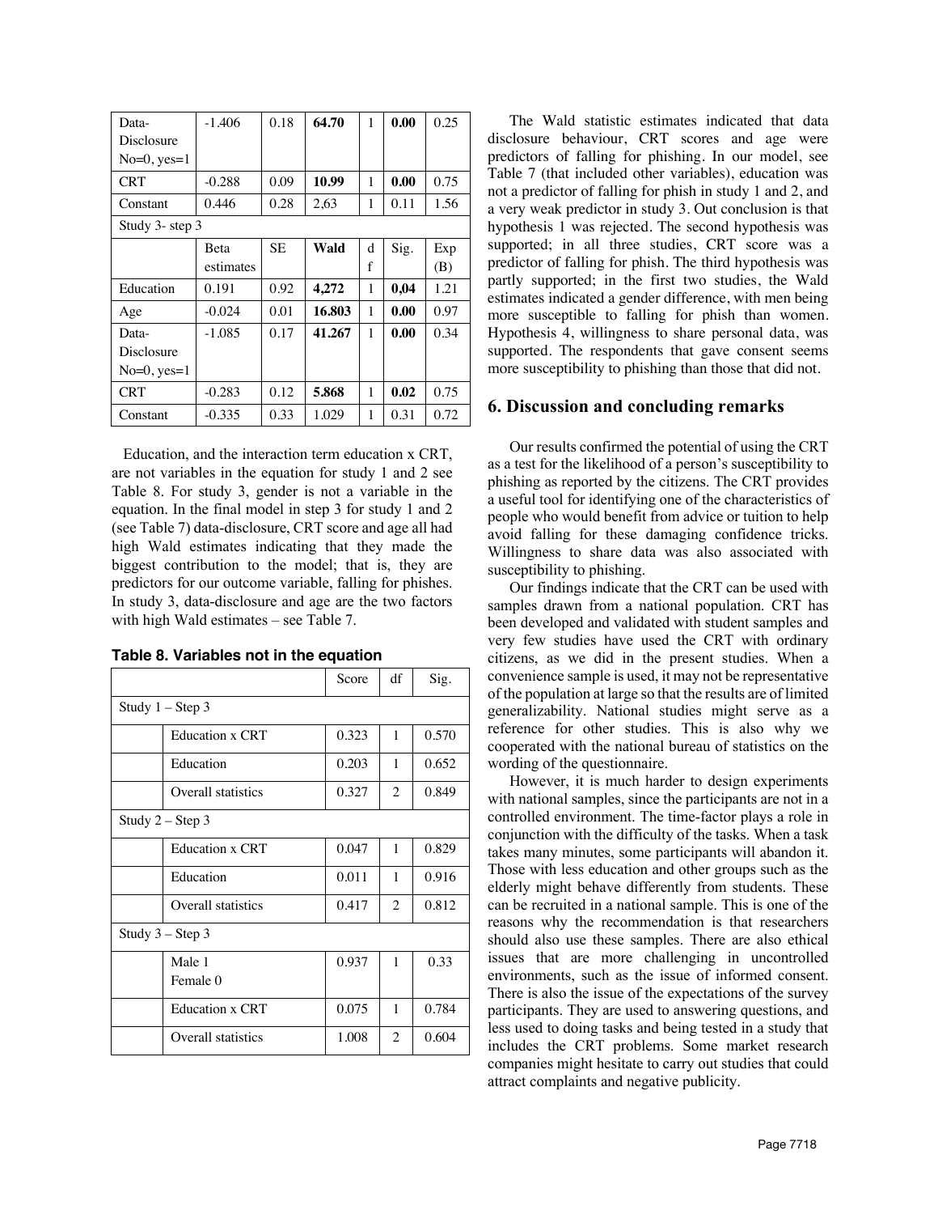| | Beta estimates | SE | Wald | df | Sig. | Exp (B) |
|---|---|---|---|---|---|---|
| Data-Disclosure No=0, yes=1 | -1.406 | 0.18 | **64.70** | 1 | **0.00** | 0.25 |
| CRT | -0.288 | 0.09 | **10.99** | 1 | **0.00** | 0.75 |
| Constant | 0.446 | 0.28 | 2,63 | 1 | 0.11 | 1.56 |
| Study 3- step 3 | | | | | | |
| | Beta estimates | SE | **Wald** | df | Sig. | Exp (B) |
| Education | 0.191 | 0.92 | **4,272** | 1 | **0,04** | 1.21 |
| Age | -0.024 | 0.01 | **16.803** | 1 | **0.00** | 0.97 |
| Data-Disclosure No=0, yes=1 | -1.085 | 0.17 | **41.267** | 1 | **0.00** | 0.34 |
| CRT | -0.283 | 0.12 | **5.868** | 1 | **0.02** | 0.75 |
| Constant | -0.335 | 0.33 | 1.029 | 1 | 0.31 | 0.72 |

Education, and the interaction term education x CRT, are not variables in the equation for study 1 and 2 see Table 8. For study 3, gender is not a variable in the equation. In the final model in step 3 for study 1 and 2 (see Table 7) data-disclosure, CRT score and age all had high Wald estimates indicating that they made the biggest contribution to the model; that is, they are predictors for our outcome variable, falling for phishes. In study 3, data-disclosure and age are the two factors with high Wald estimates – see Table 7.

**Table 8. Variables not in the equation**

| | | Score | df | Sig. |
|---|---|---|---|---|
| Study 1 – Step 3 | | | | |
| | Education x CRT | 0.323 | 1 | 0.570 |
| | Education | 0.203 | 1 | 0.652 |
| | Overall statistics | 0.327 | 2 | 0.849 |
| Study 2 – Step 3 | | | | |
| | Education x CRT | 0.047 | 1 | 0.829 |
| | Education | 0.011 | 1 | 0.916 |
| | Overall statistics | 0.417 | 2 | 0.812 |
| Study 3 – Step 3 | | | | |
| | Male 1 Female 0 | 0.937 | 1 | 0.33 |
| | Education x CRT | 0.075 | 1 | 0.784 |
| | Overall statistics | 1.008 | 2 | 0.604 |

The Wald statistic estimates indicated that data disclosure behaviour, CRT scores and age were predictors of falling for phishing. In our model, see Table 7 (that included other variables), education was not a predictor of falling for phish in study 1 and 2, and a very weak predictor in study 3. Out conclusion is that hypothesis 1 was rejected. The second hypothesis was supported; in all three studies, CRT score was a predictor of falling for phish. The third hypothesis was partly supported; in the first two studies, the Wald estimates indicated a gender difference, with men being more susceptible to falling for phish than women. Hypothesis 4, willingness to share personal data, was supported. The respondents that gave consent seems more susceptibility to phishing than those that did not.

## 6. Discussion and concluding remarks

Our results confirmed the potential of using the CRT as a test for the likelihood of a person's susceptibility to phishing as reported by the citizens. The CRT provides a useful tool for identifying one of the characteristics of people who would benefit from advice or tuition to help avoid falling for these damaging confidence tricks. Willingness to share data was also associated with susceptibility to phishing.

Our findings indicate that the CRT can be used with samples drawn from a national population. CRT has been developed and validated with student samples and very few studies have used the CRT with ordinary citizens, as we did in the present studies. When a convenience sample is used, it may not be representative of the population at large so that the results are of limited generalizability. National studies might serve as a reference for other studies. This is also why we cooperated with the national bureau of statistics on the wording of the questionnaire.

However, it is much harder to design experiments with national samples, since the participants are not in a controlled environment. The time-factor plays a role in conjunction with the difficulty of the tasks. When a task takes many minutes, some participants will abandon it. Those with less education and other groups such as the elderly might behave differently from students. These can be recruited in a national sample. This is one of the reasons why the recommendation is that researchers should also use these samples. There are also ethical issues that are more challenging in uncontrolled environments, such as the issue of informed consent. There is also the issue of the expectations of the survey participants. They are used to answering questions, and less used to doing tasks and being tested in a study that includes the CRT problems. Some market research companies might hesitate to carry out studies that could attract complaints and negative publicity.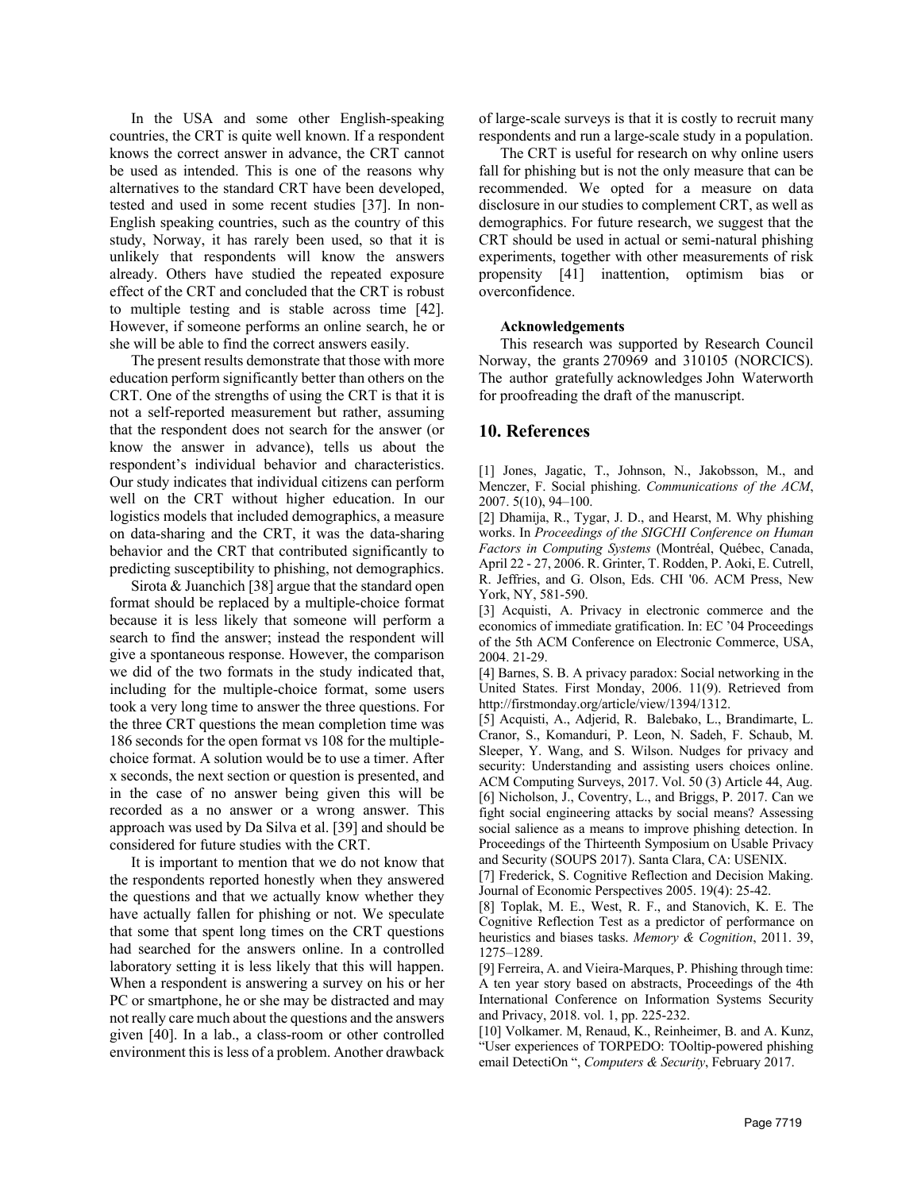In the USA and some other English-speaking countries, the CRT is quite well known. If a respondent knows the correct answer in advance, the CRT cannot be used as intended. This is one of the reasons why alternatives to the standard CRT have been developed, tested and used in some recent studies [37]. In non-English speaking countries, such as the country of this study, Norway, it has rarely been used, so that it is unlikely that respondents will know the answers already. Others have studied the repeated exposure effect of the CRT and concluded that the CRT is robust to multiple testing and is stable across time [42]. However, if someone performs an online search, he or she will be able to find the correct answers easily.

The present results demonstrate that those with more education perform significantly better than others on the CRT. One of the strengths of using the CRT is that it is not a self-reported measurement but rather, assuming that the respondent does not search for the answer (or know the answer in advance), tells us about the respondent's individual behavior and characteristics. Our study indicates that individual citizens can perform well on the CRT without higher education. In our logistics models that included demographics, a measure on data-sharing and the CRT, it was the data-sharing behavior and the CRT that contributed significantly to predicting susceptibility to phishing, not demographics.

Sirota & Juanchich [38] argue that the standard open format should be replaced by a multiple-choice format because it is less likely that someone will perform a search to find the answer; instead the respondent will give a spontaneous response. However, the comparison we did of the two formats in the study indicated that, including for the multiple-choice format, some users took a very long time to answer the three questions. For the three CRT questions the mean completion time was 186 seconds for the open format vs 108 for the multiple-choice format. A solution would be to use a timer. After x seconds, the next section or question is presented, and in the case of no answer being given this will be recorded as a no answer or a wrong answer. This approach was used by Da Silva et al. [39] and should be considered for future studies with the CRT.

It is important to mention that we do not know that the respondents reported honestly when they answered the questions and that we actually know whether they have actually fallen for phishing or not. We speculate that some that spent long times on the CRT questions had searched for the answers online. In a controlled laboratory setting it is less likely that this will happen. When a respondent is answering a survey on his or her PC or smartphone, he or she may be distracted and may not really care much about the questions and the answers given [40]. In a lab., a class-room or other controlled environment this is less of a problem. Another drawback of large-scale surveys is that it is costly to recruit many respondents and run a large-scale study in a population.

The CRT is useful for research on why online users fall for phishing but is not the only measure that can be recommended. We opted for a measure on data disclosure in our studies to complement CRT, as well as demographics. For future research, we suggest that the CRT should be used in actual or semi-natural phishing experiments, together with other measurements of risk propensity [41] inattention, optimism bias or overconfidence.

**Acknowledgements**

This research was supported by Research Council Norway, the grants 270969 and 310105 (NORCICS). The author gratefully acknowledges John Waterworth for proofreading the draft of the manuscript.

## 10. References

[1] Jones, Jagatic, T., Johnson, N., Jakobsson, M., and Menczer, F. Social phishing. *Communications of the ACM*, 2007. 5(10), 94–100.

[2] Dhamija, R., Tygar, J. D., and Hearst, M. Why phishing works. In *Proceedings of the SIGCHI Conference on Human Factors in Computing Systems* (Montréal, Québec, Canada, April 22 - 27, 2006. R. Grinter, T. Rodden, P. Aoki, E. Cutrell, R. Jeffries, and G. Olson, Eds. CHI '06. ACM Press, New York, NY, 581-590.

[3] Acquisti, A. Privacy in electronic commerce and the economics of immediate gratification. In: EC '04 Proceedings of the 5th ACM Conference on Electronic Commerce, USA, 2004. 21-29.

[4] Barnes, S. B. A privacy paradox: Social networking in the United States. First Monday, 2006. 11(9). Retrieved from http://firstmonday.org/article/view/1394/1312.

[5] Acquisti, A., Adjerid, R. Balebako, L., Brandimarte, L. Cranor, S., Komanduri, P. Leon, N. Sadeh, F. Schaub, M. Sleeper, Y. Wang, and S. Wilson. Nudges for privacy and security: Understanding and assisting users choices online. ACM Computing Surveys, 2017. Vol. 50 (3) Article 44, Aug.

[6] Nicholson, J., Coventry, L., and Briggs, P. 2017. Can we fight social engineering attacks by social means? Assessing social salience as a means to improve phishing detection. In Proceedings of the Thirteenth Symposium on Usable Privacy and Security (SOUPS 2017). Santa Clara, CA: USENIX.

[7] Frederick, S. Cognitive Reflection and Decision Making. Journal of Economic Perspectives 2005. 19(4): 25-42.

[8] Toplak, M. E., West, R. F., and Stanovich, K. E. The Cognitive Reflection Test as a predictor of performance on heuristics and biases tasks. *Memory & Cognition*, 2011. 39, 1275–1289.

[9] Ferreira, A. and Vieira-Marques, P. Phishing through time: A ten year story based on abstracts, Proceedings of the 4th International Conference on Information Systems Security and Privacy, 2018. vol. 1, pp. 225-232.

[10] Volkamer. M, Renaud, K., Reinheimer, B. and A. Kunz, "User experiences of TORPEDO: TOoltip-powered phishing email DetectiOn ", *Computers & Security*, February 2017.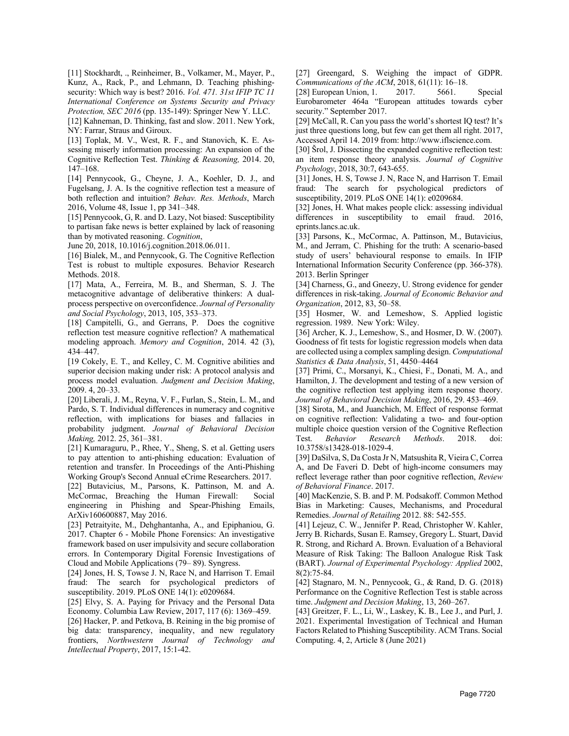[11] Stockhardt, ., Reinheimer, B., Volkamer, M., Mayer, P., Kunz, A., Rack, P., and Lehmann, D. Teaching phishing-security: Which way is best? 2016. *Vol. 471. 31st IFIP TC 11 International Conference on Systems Security and Privacy Protection, SEC 2016* (pp. 135-149): Springer New Y. LLC.

[12] Kahneman, D. Thinking, fast and slow. 2011. New York, NY: Farrar, Straus and Giroux.

[13] Toplak, M. V., West, R. F., and Stanovich, K. E. Assessing miserly information processing: An expansion of the Cognitive Reflection Test. *Thinking & Reasoning,* 2014. 20, 147–168.

[14] Pennycook, G., Cheyne, J. A., Koehler, D. J., and Fugelsang, J. A. Is the cognitive reflection test a measure of both reflection and intuition? *Behav. Res. Methods*, March 2016, Volume 48, Issue 1, pp 341–348.

[15] Pennycook, G, R. and D. Lazy, Not biased: Susceptibility to partisan fake news is better explained by lack of reasoning than by motivated reasoning. *Cognition*, June 20, 2018, 10.1016/j.cognition.2018.06.011.

[16] Bialek, M., and Pennycook, G. The Cognitive Reflection Test is robust to multiple exposures. Behavior Research Methods. 2018.

[17] Mata, A., Ferreira, M. B., and Sherman, S. J. The metacognitive advantage of deliberative thinkers: A dual-process perspective on overconfidence. *Journal of Personality and Social Psychology*, 2013, 105, 353–373.

[18] Campitelli, G., and Gerrans, P. Does the cognitive reflection test measure cognitive reflection? A mathematical modeling approach. *Memory and Cognition*, 2014. 42 (3), 434–447.

[19 Cokely, E. T., and Kelley, C. M. Cognitive abilities and superior decision making under risk: A protocol analysis and process model evaluation. *Judgment and Decision Making*, 2009. 4, 20–33.

[20] Liberali, J. M., Reyna, V. F., Furlan, S., Stein, L. M., and Pardo, S. T. Individual differences in numeracy and cognitive reflection, with implications for biases and fallacies in probability judgment. *Journal of Behavioral Decision Making,* 2012. 25, 361–381.

[21] Kumaraguru, P., Rhee, Y., Sheng, S. et al. Getting users to pay attention to anti-phishing education: Evaluation of retention and transfer. In Proceedings of the Anti-Phishing Working Group's Second Annual eCrime Researchers. 2017.

[22] Butavicius, M., Parsons, K. Pattinson, M. and A. McCormac, Breaching the Human Firewall: Social engineering in Phishing and Spear-Phishing Emails, ArXiv160600887, May 2016.

[23] Petraityite, M., Dehghantanha, A., and Epiphaniou, G. 2017. Chapter 6 - Mobile Phone Forensics: An investigative framework based on user impulsivity and secure collaboration errors. In Contemporary Digital Forensic Investigations of Cloud and Mobile Applications (79– 89). Syngress.

[24] Jones, H. S, Towse J. N, Race N, and Harrison T. Email fraud: The search for psychological predictors of susceptibility. 2019. PLoS ONE 14(1): e0209684.

[25] Elvy, S. A. Paying for Privacy and the Personal Data Economy. Columbia Law Review, 2017, 117 (6): 1369–459.

[26] Hacker, P. and Petkova, B. Reining in the big promise of big data: transparency, inequality, and new regulatory frontiers, *Northwestern Journal of Technology and Intellectual Property*, 2017, 15:1-42.

[27] Greengard, S. Weighing the impact of GDPR. *Communications of the ACM*, 2018, 61(11): 16–18.

[28] European Union, 1. 2017. 5661. Special Eurobarometer 464a "European attitudes towards cyber security." September 2017.

[29] McCall, R. Can you pass the world's shortest IQ test? It's just three questions long, but few can get them all right. 2017, Accessed April 14. 2019 from: http://www.iflscience.com.

[30] Šrol, J. Dissecting the expanded cognitive reflection test: an item response theory analysis. *Journal of Cognitive Psychology*, 2018, 30:7, 643-655.

[31] Jones, H. S, Towse J. N, Race N, and Harrison T. Email fraud: The search for psychological predictors of susceptibility, 2019. PLoS ONE 14(1): e0209684.

[32] Jones, H. What makes people click: assessing individual differences in susceptibility to email fraud. 2016, eprints.lancs.ac.uk.

[33] Parsons, K., McCormac, A. Pattinson, M., Butavicius, M., and Jerram, C. Phishing for the truth: A scenario-based study of users' behavioural response to emails. In IFIP International Information Security Conference (pp. 366-378). 2013. Berlin Springer

[34] Charness, G., and Gneezy, U. Strong evidence for gender differences in risk-taking. *Journal of Economic Behavior and Organization*, 2012, 83, 50–58.

[35] Hosmer, W. and Lemeshow, S. Applied logistic regression. 1989. New York: Wiley.

[36] Archer, K. J., Lemeshow, S., and Hosmer, D. W. (2007). Goodness of fit tests for logistic regression models when data are collected using a complex sampling design. *Computational Statistics & Data Analysis*, 51, 4450–4464

[37] Primi, C., Morsanyi, K., Chiesi, F., Donati, M. A., and Hamilton, J. The development and testing of a new version of the cognitive reflection test applying item response theory. *Journal of Behavioral Decision Making*, 2016, 29. 453–469.

[38] Sirota, M., and Juanchich, M. Effect of response format on cognitive reflection: Validating a two- and four-option multiple choice question version of the Cognitive Reflection Test. *Behavior Research Methods*. 2018. doi: 10.3758/s13428-018-1029-4.

[39] DaSilva, S, Da Costa Jr N, Matsushita R, Vieira C, Correa A, and De Faveri D. Debt of high-income consumers may reflect leverage rather than poor cognitive reflection, *Review of Behavioral Finance*. 2017.

[40] MacKenzie, S. B. and P. M. Podsakoff. Common Method Bias in Marketing: Causes, Mechanisms, and Procedural Remedies. *Journal of Retailing* 2012. 88: 542-555.

[41] Lejeuz, C. W., Jennifer P. Read, Christopher W. Kahler, Jerry B. Richards, Susan E. Ramsey, Gregory L. Stuart, David R. Strong, and Richard A. Brown. Evaluation of a Behavioral Measure of Risk Taking: The Balloon Analogue Risk Task (BART). *Journal of Experimental Psychology: Applied* 2002, 8(2):75-84.

[42] Stagnaro, M. N., Pennycook, G., & Rand, D. G. (2018) Performance on the Cognitive Reflection Test is stable across time. *Judgment and Decision Making*, 13, 260–267.

[43] Greitzer, F. L., Li, W., Laskey, K. B., Lee J., and Purl, J. 2021. Experimental Investigation of Technical and Human Factors Related to Phishing Susceptibility. ACM Trans. Social Computing. 4, 2, Article 8 (June 2021)